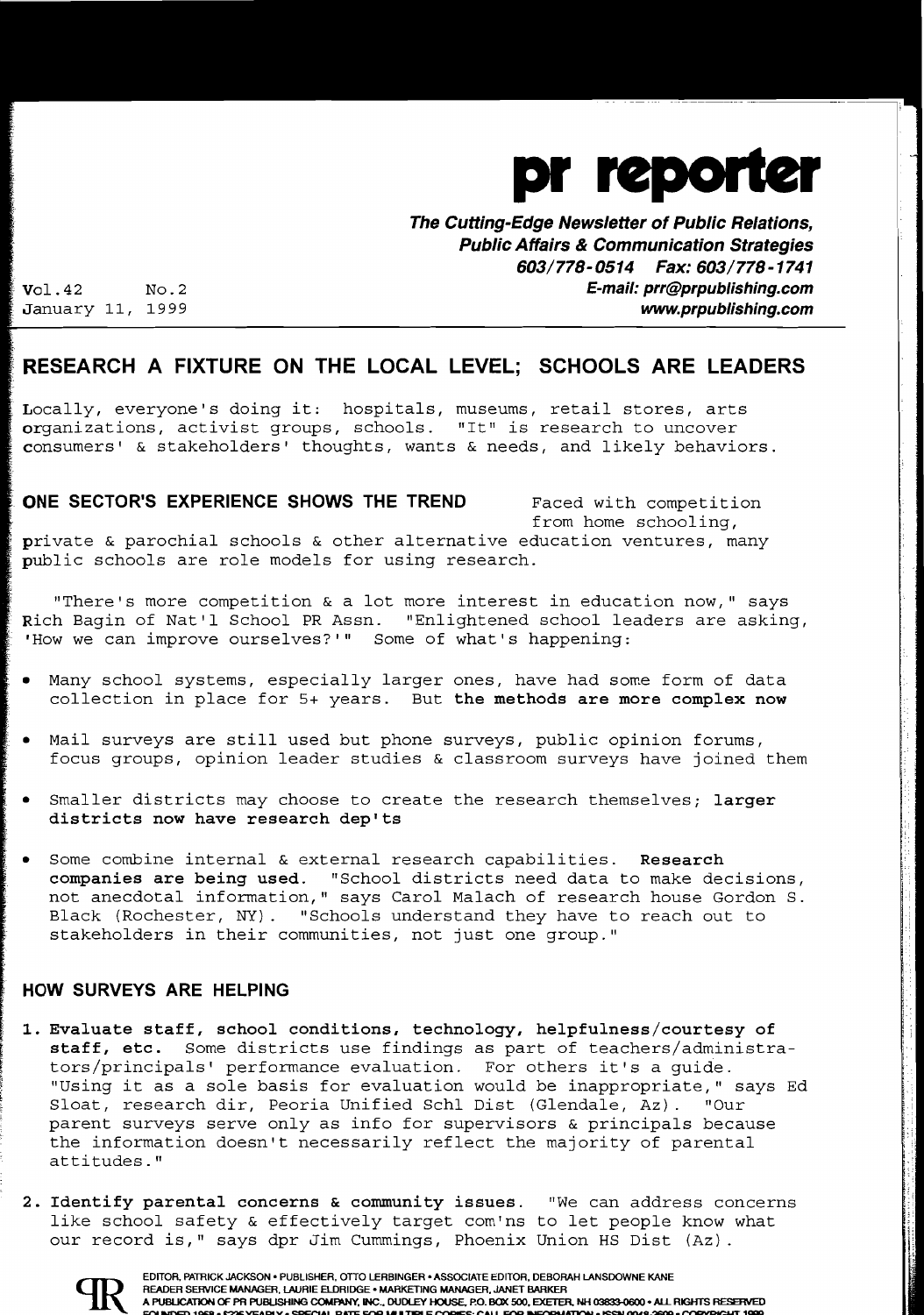# pr reporter

***The Cutting-Edge Newsletter of Public Relations, Public Affairs & Communication Strategies***
***603/778-0514 Fax: 603/778-1741***
***E-mail: prr@prpublishing.com***
***www.prpublishing.com***

Vol.42 No.2
January 11, 1999

## RESEARCH A FIXTURE ON THE LOCAL LEVEL; SCHOOLS ARE LEADERS

Locally, everyone's doing it: hospitals, museums, retail stores, arts organizations, activist groups, schools. "It" is research to uncover consumers' & stakeholders' thoughts, wants & needs, and likely behaviors.

### ONE SECTOR'S EXPERIENCE SHOWS THE TREND

Faced with competition from home schooling, private & parochial schools & other alternative education ventures, many public schools are role models for using research.

"There's more competition & a lot more interest in education now," says Rich Bagin of Nat'l School PR Assn. "Enlightened school leaders are asking, 'How we can improve ourselves?'" Some of what's happening:

- Many school systems, especially larger ones, have had some form of data collection in place for 5+ years. But **the methods are more complex now**
- Mail surveys are still used but phone surveys, public opinion forums, focus groups, opinion leader studies & classroom surveys have joined them
- Smaller districts may choose to create the research themselves; **larger districts now have research dep'ts**
- Some combine internal & external research capabilities. **Research companies are being used.** "School districts need data to make decisions, not anecdotal information," says Carol Malach of research house Gordon S. Black (Rochester, NY). "Schools understand they have to reach out to stakeholders in their communities, not just one group."

### HOW SURVEYS ARE HELPING

1. **Evaluate staff, school conditions, technology, helpfulness/courtesy of staff, etc.** Some districts use findings as part of teachers/administrators/principals' performance evaluation. For others it's a guide. "Using it as a sole basis for evaluation would be inappropriate," says Ed Sloat, research dir, Peoria Unified Schl Dist (Glendale, Az). "Our parent surveys serve only as info for supervisors & principals because the information doesn't necessarily reflect the majority of parental attitudes."

2. **Identify parental concerns & community issues.** "We can address concerns like school safety & effectively target com'ns to let people know what our record is," says dpr Jim Cummings, Phoenix Union HS Dist (Az).

EDITOR, PATRICK JACKSON • PUBLISHER, OTTO LERBINGER • ASSOCIATE EDITOR, DEBORAH LANSDOWNE KANE
READER SERVICE MANAGER, LAURIE ELDRIDGE • MARKETING MANAGER, JANET BARKER
A PUBLICATION OF PR PUBLISHING COMPANY, INC., DUDLEY HOUSE, P.O. BOX 600, EXETER, NH 03833-0600 • ALL RIGHTS RESERVED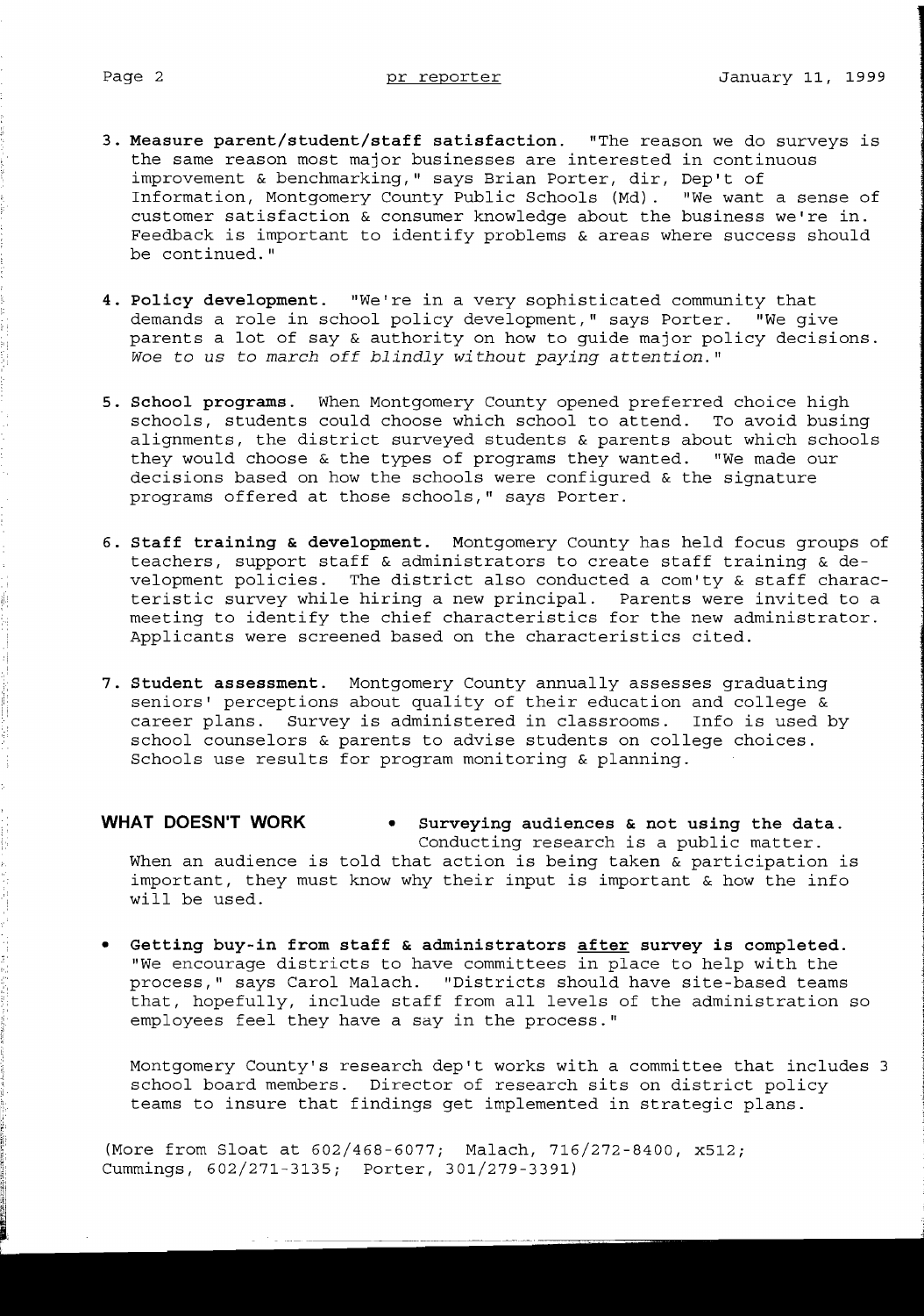3. **Measure parent/student/staff satisfaction.** "The reason we do surveys is the same reason most major businesses are interested in continuous improvement & benchmarking," says Brian Porter, dir, Dep't of Information, Montgomery County Public Schools (Md). "We want a sense of customer satisfaction & consumer knowledge about the business we're in. Feedback is important to identify problems & areas where success should be continued."

4. **Policy development.** "We're in a very sophisticated community that demands a role in school policy development," says Porter. "We give parents a lot of say & authority on how to guide major policy decisions. *Woe to us to march off blindly without paying attention.*"

5. **School programs.** When Montgomery County opened preferred choice high schools, students could choose which school to attend. To avoid busing alignments, the district surveyed students & parents about which schools they would choose & the types of programs they wanted. "We made our decisions based on how the schools were configured & the signature programs offered at those schools," says Porter.

6. **Staff training & development.** Montgomery County has held focus groups of teachers, support staff & administrators to create staff training & development policies. The district also conducted a com'ty & staff characteristic survey while hiring a new principal. Parents were invited to a meeting to identify the chief characteristics for the new administrator. Applicants were screened based on the characteristics cited.

7. **Student assessment.** Montgomery County annually assesses graduating seniors' perceptions about quality of their education and college & career plans. Survey is administered in classrooms. Info is used by school counselors & parents to advise students on college choices. Schools use results for program monitoring & planning.

## WHAT DOESN'T WORK

- **Surveying audiences & not using the data.** Conducting research is a public matter. When an audience is told that action is being taken & participation is important, they must know why their input is important & how the info will be used.

- **Getting buy-in from staff & administrators after survey is completed.** "We encourage districts to have committees in place to help with the process," says Carol Malach. "Districts should have site-based teams that, hopefully, include staff from all levels of the administration so employees feel they have a say in the process."

  Montgomery County's research dep't works with a committee that includes 3 school board members. Director of research sits on district policy teams to insure that findings get implemented in strategic plans.

(More from Sloat at 602/468-6077; Malach, 716/272-8400, x512; Cummings, 602/271-3135; Porter, 301/279-3391)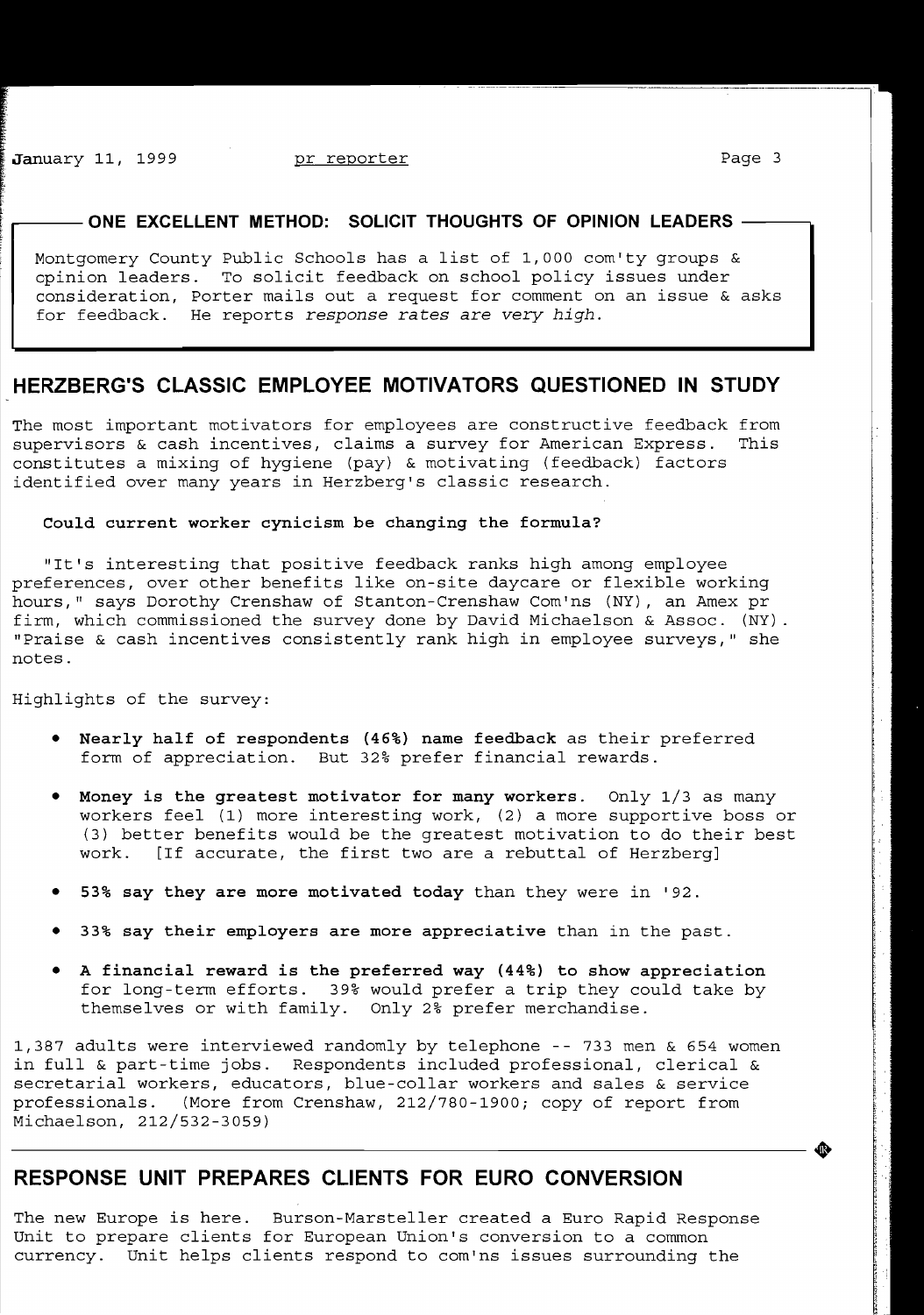## ONE EXCELLENT METHOD: SOLICIT THOUGHTS OF OPINION LEADERS

Montgomery County Public Schools has a list of 1,000 com'ty groups & opinion leaders. To solicit feedback on school policy issues under consideration, Porter mails out a request for comment on an issue & asks for feedback. He reports *response rates are very high.*

## HERZBERG'S CLASSIC EMPLOYEE MOTIVATORS QUESTIONED IN STUDY

The most important motivators for employees are constructive feedback from supervisors & cash incentives, claims a survey for American Express. This constitutes a mixing of hygiene (pay) & motivating (feedback) factors identified over many years in Herzberg's classic research.

**Could current worker cynicism be changing the formula?**

"It's interesting that positive feedback ranks high among employee preferences, over other benefits like on-site daycare or flexible working hours," says Dorothy Crenshaw of Stanton-Crenshaw Com'ns (NY), an Amex pr firm, which commissioned the survey done by David Michaelson & Assoc. (NY). "Praise & cash incentives consistently rank high in employee surveys," she notes.

Highlights of the survey:

- **Nearly half of respondents (46%) name feedback** as their preferred form of appreciation. But 32% prefer financial rewards.
- **Money is the greatest motivator for many workers.** Only 1/3 as many workers feel (1) more interesting work, (2) a more supportive boss or (3) better benefits would be the greatest motivation to do their best work. [If accurate, the first two are a rebuttal of Herzberg]
- **53% say they are more motivated today** than they were in '92.
- **33% say their employers are more appreciative** than in the past.
- **A financial reward is the preferred way (44%) to show appreciation** for long-term efforts. 39% would prefer a trip they could take by themselves or with family. Only 2% prefer merchandise.

1,387 adults were interviewed randomly by telephone -- 733 men & 654 women in full & part-time jobs. Respondents included professional, clerical & secretarial workers, educators, blue-collar workers and sales & service professionals. (More from Crenshaw, 212/780-1900; copy of report from Michaelson, 212/532-3059)

## RESPONSE UNIT PREPARES CLIENTS FOR EURO CONVERSION

The new Europe is here. Burson-Marsteller created a Euro Rapid Response Unit to prepare clients for European Union's conversion to a common currency. Unit helps clients respond to com'ns issues surrounding the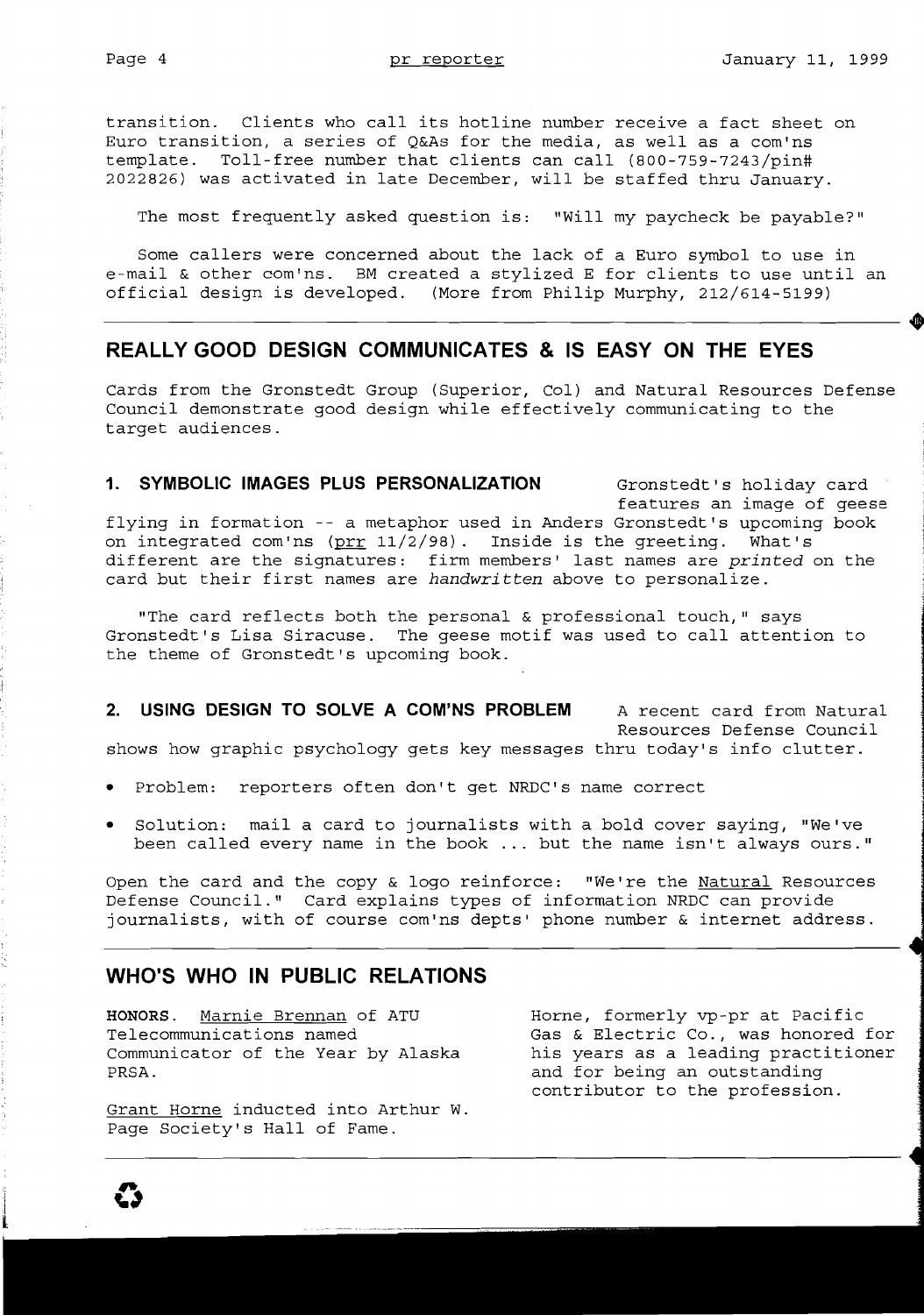transition. Clients who call its hotline number receive a fact sheet on Euro transition, a series of Q&As for the media, as well as a com'ns template. Toll-free number that clients can call (800-759-7243/pin# 2022826) was activated in late December, will be staffed thru January.

The most frequently asked question is: "Will my paycheck be payable?"

Some callers were concerned about the lack of a Euro symbol to use in e-mail & other com'ns. BM created a stylized E for clients to use until an official design is developed. (More from Philip Murphy, 212/614-5199)

---

## REALLY GOOD DESIGN COMMUNICATES & IS EASY ON THE EYES

Cards from the Gronstedt Group (Superior, Col) and Natural Resources Defense Council demonstrate good design while effectively communicating to the target audiences.

**1. SYMBOLIC IMAGES PLUS PERSONALIZATION** Gronstedt's holiday card features an image of geese flying in formation -- a metaphor used in Anders Gronstedt's upcoming book on integrated com'ns (prr 11/2/98). Inside is the greeting. What's different are the signatures: firm members' last names are *printed* on the card but their first names are *handwritten* above to personalize.

"The card reflects both the personal & professional touch," says Gronstedt's Lisa Siracuse. The geese motif was used to call attention to the theme of Gronstedt's upcoming book.

**2. USING DESIGN TO SOLVE A COM'NS PROBLEM** A recent card from Natural Resources Defense Council shows how graphic psychology gets key messages thru today's info clutter.

- Problem: reporters often don't get NRDC's name correct
- Solution: mail a card to journalists with a bold cover saying, "We've been called every name in the book ... but the name isn't always ours."

Open the card and the copy & logo reinforce: "We're the Natural Resources Defense Council." Card explains types of information NRDC can provide journalists, with of course com'ns depts' phone number & internet address.

---

## WHO'S WHO IN PUBLIC RELATIONS

**HONORS.** Marnie Brennan of ATU Telecommunications named Communicator of the Year by Alaska PRSA.

Grant Horne inducted into Arthur W. Page Society's Hall of Fame. Horne, formerly vp-pr at Pacific Gas & Electric Co., was honored for his years as a leading practitioner and for being an outstanding contributor to the profession.